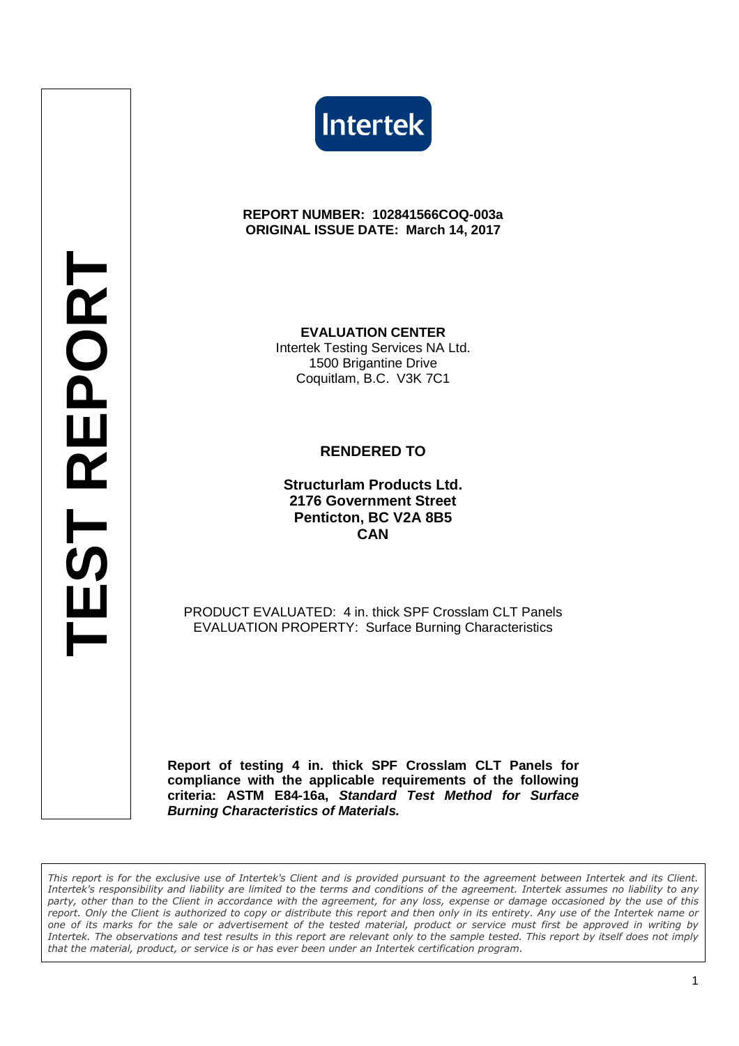TEST REPORT

Intertek

**REPORT NUMBER: 102841566COQ-003a**
**ORIGINAL ISSUE DATE: March 14, 2017**

**EVALUATION CENTER**
Intertek Testing Services NA Ltd.
1500 Brigantine Drive
Coquitlam, B.C. V3K 7C1

**RENDERED TO**

**Structurlam Products Ltd.**
**2176 Government Street**
**Penticton, BC V2A 8B5**
**CAN**

PRODUCT EVALUATED: 4 in. thick SPF Crosslam CLT Panels
EVALUATION PROPERTY: Surface Burning Characteristics

**Report of testing 4 in. thick SPF Crosslam CLT Panels for compliance with the applicable requirements of the following criteria: ASTM E84-16a, *Standard Test Method for Surface Burning Characteristics of Materials.***

*This report is for the exclusive use of Intertek's Client and is provided pursuant to the agreement between Intertek and its Client. Intertek's responsibility and liability are limited to the terms and conditions of the agreement. Intertek assumes no liability to any party, other than to the Client in accordance with the agreement, for any loss, expense or damage occasioned by the use of this report. Only the Client is authorized to copy or distribute this report and then only in its entirety. Any use of the Intertek name or one of its marks for the sale or advertisement of the tested material, product or service must first be approved in writing by Intertek. The observations and test results in this report are relevant only to the sample tested. This report by itself does not imply that the material, product, or service is or has ever been under an Intertek certification program.*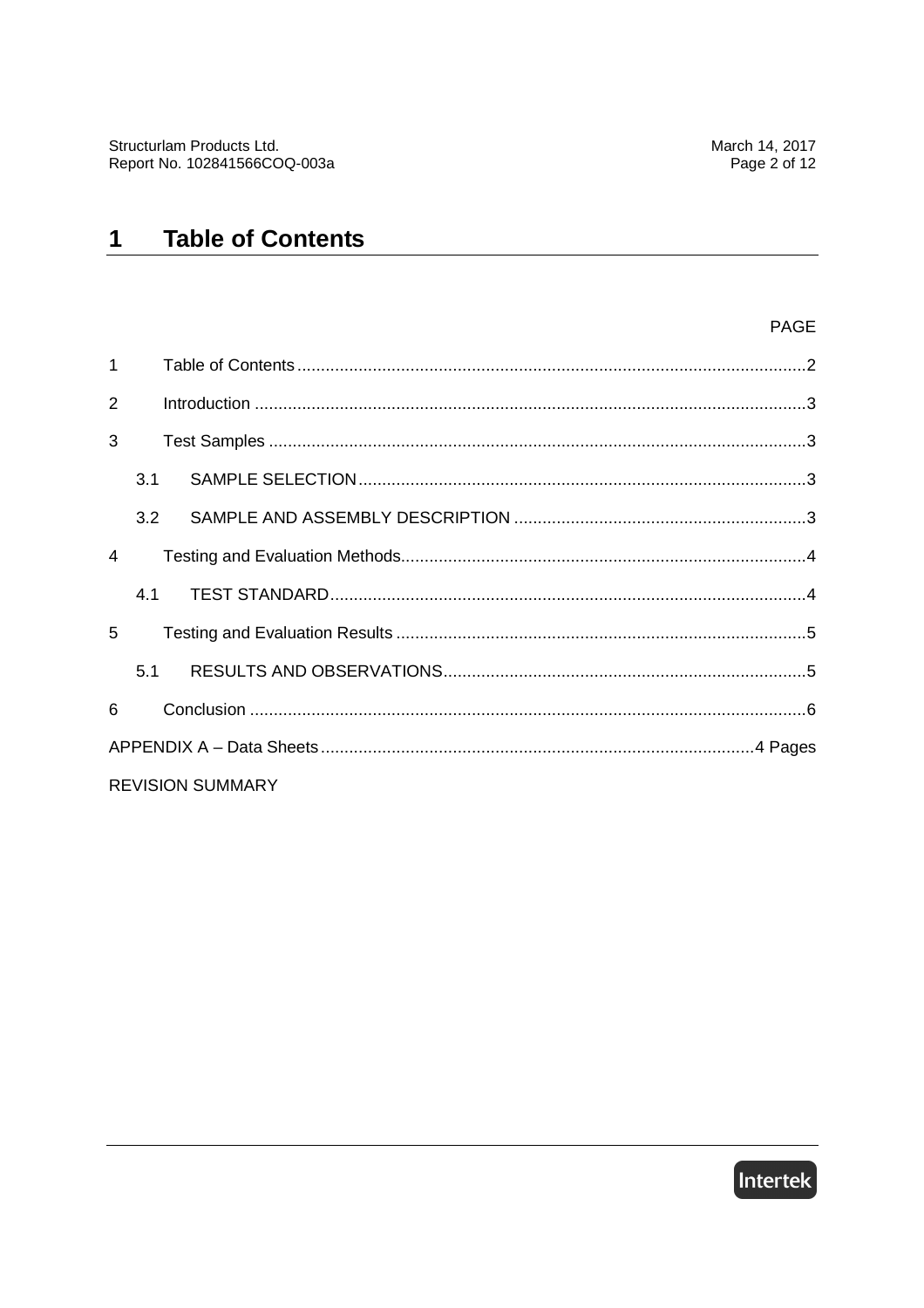# 1 Table of Contents

| | | PAGE |
|---|---|---|
| 1 | Table of Contents | 2 |
| 2 | Introduction | 3 |
| 3 | Test Samples | 3 |
| 3.1 | SAMPLE SELECTION | 3 |
| 3.2 | SAMPLE AND ASSEMBLY DESCRIPTION | 3 |
| 4 | Testing and Evaluation Methods | 4 |
| 4.1 | TEST STANDARD | 4 |
| 5 | Testing and Evaluation Results | 5 |
| 5.1 | RESULTS AND OBSERVATIONS | 5 |
| 6 | Conclusion | 6 |
| APPENDIX A – Data Sheets | | 4 Pages |
| REVISION SUMMARY | | |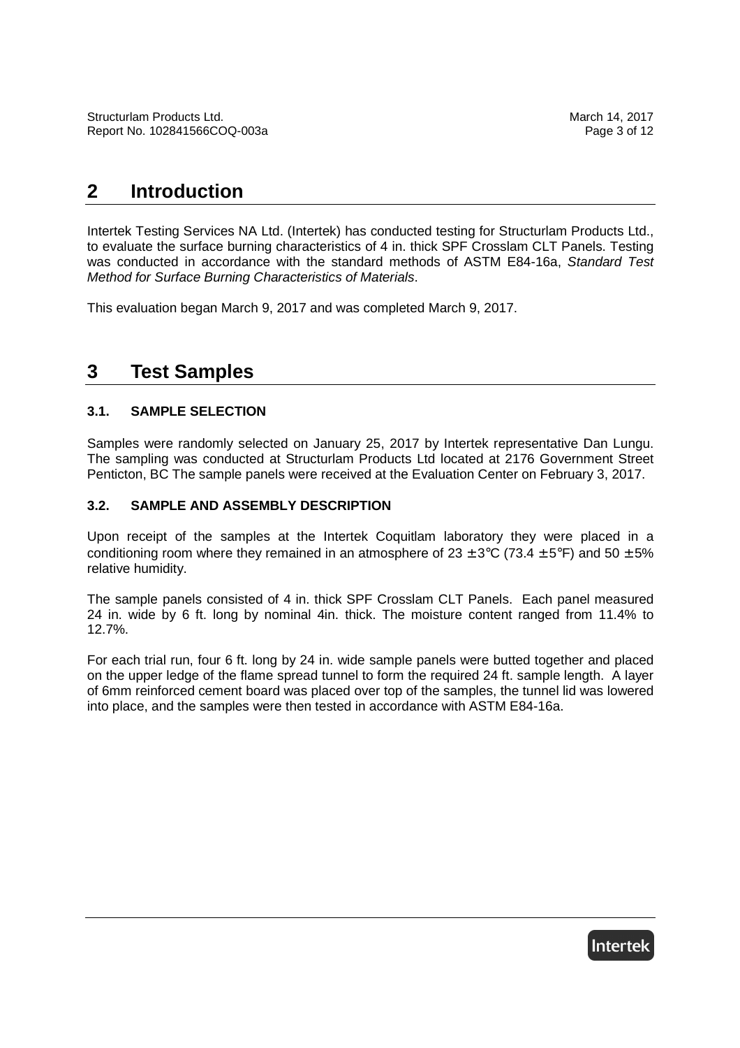## 2 Introduction

Intertek Testing Services NA Ltd. (Intertek) has conducted testing for Structurlam Products Ltd., to evaluate the surface burning characteristics of 4 in. thick SPF Crosslam CLT Panels. Testing was conducted in accordance with the standard methods of ASTM E84-16a, *Standard Test Method for Surface Burning Characteristics of Materials*.

This evaluation began March 9, 2017 and was completed March 9, 2017.

## 3 Test Samples

### 3.1. SAMPLE SELECTION

Samples were randomly selected on January 25, 2017 by Intertek representative Dan Lungu. The sampling was conducted at Structurlam Products Ltd located at 2176 Government Street Penticton, BC The sample panels were received at the Evaluation Center on February 3, 2017.

### 3.2. SAMPLE AND ASSEMBLY DESCRIPTION

Upon receipt of the samples at the Intertek Coquitlam laboratory they were placed in a conditioning room where they remained in an atmosphere of 23 ± 3°C (73.4 ± 5°F) and 50 ± 5% relative humidity.

The sample panels consisted of 4 in. thick SPF Crosslam CLT Panels. Each panel measured 24 in. wide by 6 ft. long by nominal 4in. thick. The moisture content ranged from 11.4% to 12.7%.

For each trial run, four 6 ft. long by 24 in. wide sample panels were butted together and placed on the upper ledge of the flame spread tunnel to form the required 24 ft. sample length. A layer of 6mm reinforced cement board was placed over top of the samples, the tunnel lid was lowered into place, and the samples were then tested in accordance with ASTM E84-16a.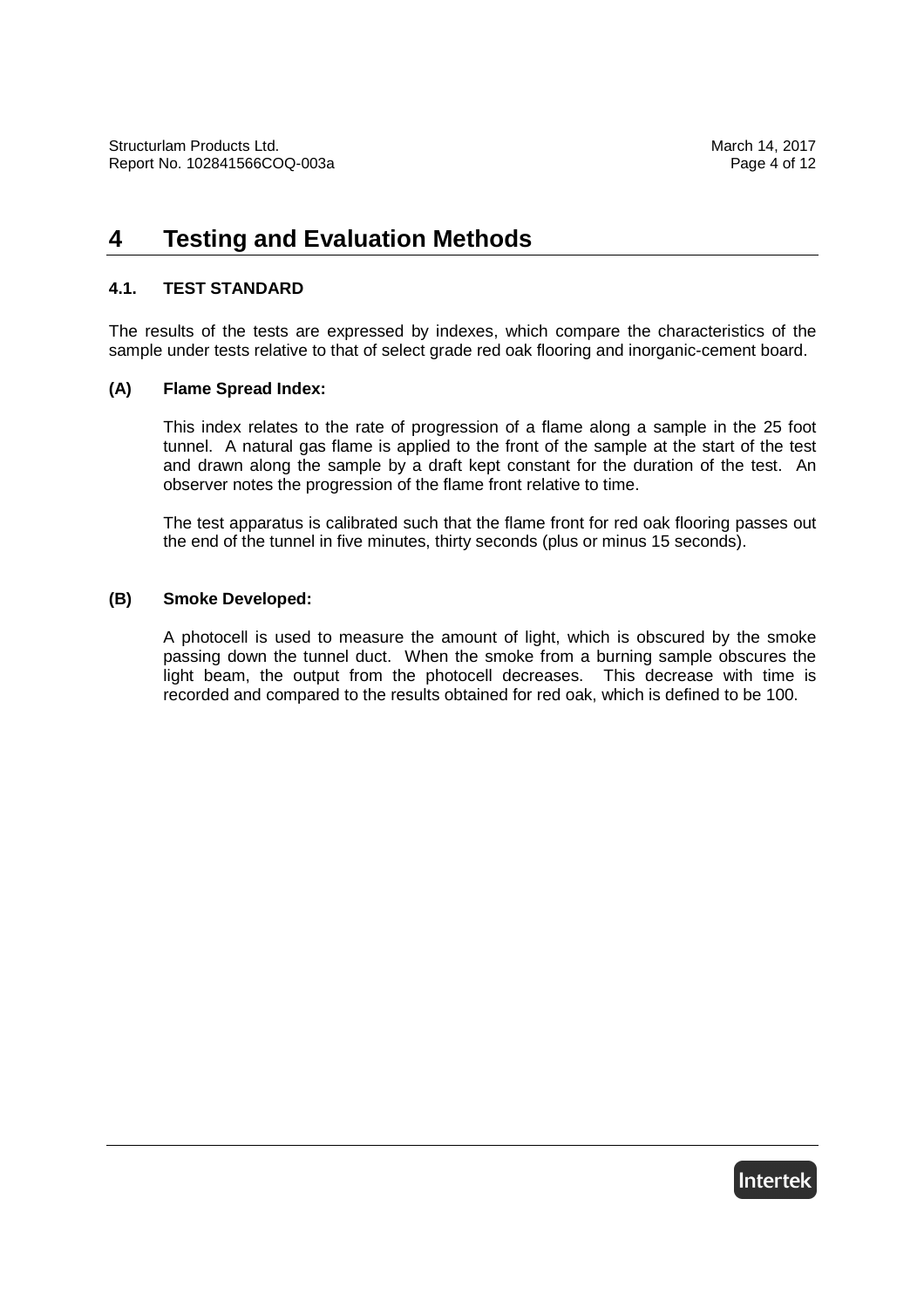# 4 Testing and Evaluation Methods

## 4.1. TEST STANDARD

The results of the tests are expressed by indexes, which compare the characteristics of the sample under tests relative to that of select grade red oak flooring and inorganic-cement board.

### (A) Flame Spread Index:

This index relates to the rate of progression of a flame along a sample in the 25 foot tunnel. A natural gas flame is applied to the front of the sample at the start of the test and drawn along the sample by a draft kept constant for the duration of the test. An observer notes the progression of the flame front relative to time.

The test apparatus is calibrated such that the flame front for red oak flooring passes out the end of the tunnel in five minutes, thirty seconds (plus or minus 15 seconds).

### (B) Smoke Developed:

A photocell is used to measure the amount of light, which is obscured by the smoke passing down the tunnel duct. When the smoke from a burning sample obscures the light beam, the output from the photocell decreases. This decrease with time is recorded and compared to the results obtained for red oak, which is defined to be 100.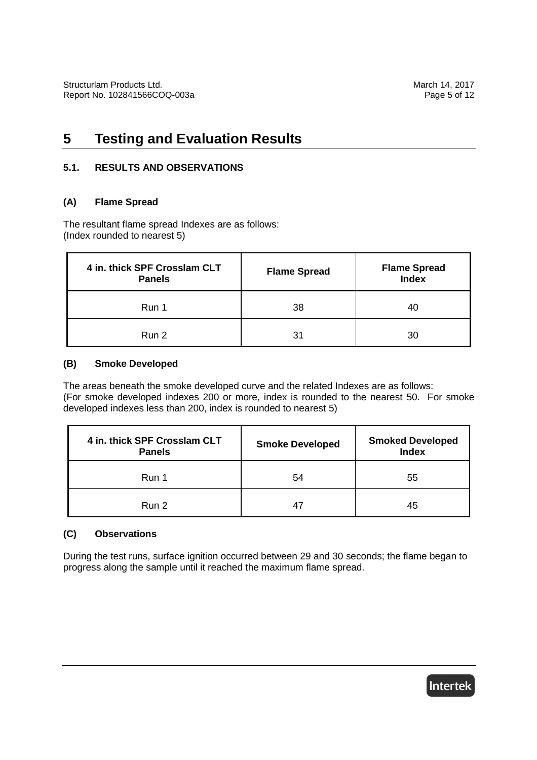# 5 Testing and Evaluation Results

## 5.1. RESULTS AND OBSERVATIONS

### (A) Flame Spread

The resultant flame spread Indexes are as follows:
(Index rounded to nearest 5)

| 4 in. thick SPF Crosslam CLT Panels | Flame Spread | Flame Spread Index |
|---|---|---|
| Run 1 | 38 | 40 |
| Run 2 | 31 | 30 |

### (B) Smoke Developed

The areas beneath the smoke developed curve and the related Indexes are as follows:
(For smoke developed indexes 200 or more, index is rounded to the nearest 50. For smoke developed indexes less than 200, index is rounded to nearest 5)

| 4 in. thick SPF Crosslam CLT Panels | Smoke Developed | Smoked Developed Index |
|---|---|---|
| Run 1 | 54 | 55 |
| Run 2 | 47 | 45 |

### (C) Observations

During the test runs, surface ignition occurred between 29 and 30 seconds; the flame began to progress along the sample until it reached the maximum flame spread.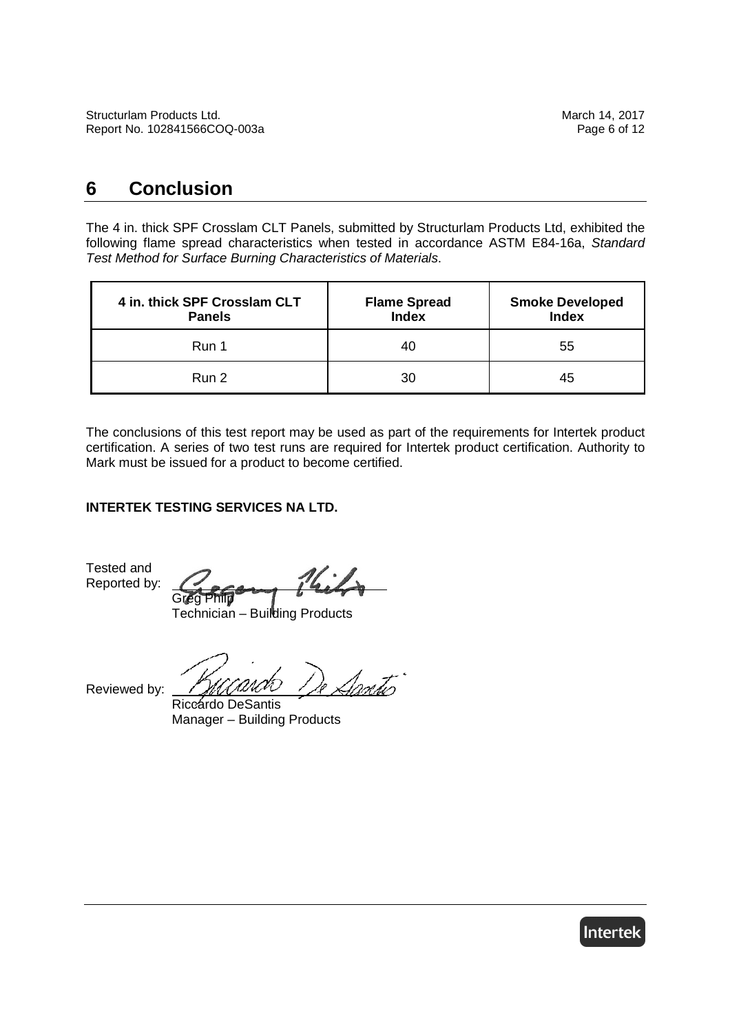# 6 Conclusion

The 4 in. thick SPF Crosslam CLT Panels, submitted by Structurlam Products Ltd, exhibited the following flame spread characteristics when tested in accordance ASTM E84-16a, *Standard Test Method for Surface Burning Characteristics of Materials*.

| 4 in. thick SPF Crosslam CLT Panels | Flame Spread Index | Smoke Developed Index |
|---|---|---|
| Run 1 | 40 | 55 |
| Run 2 | 30 | 45 |

The conclusions of this test report may be used as part of the requirements for Intertek product certification. A series of two test runs are required for Intertek product certification. Authority to Mark must be issued for a product to become certified.

**INTERTEK TESTING SERVICES NA LTD.**

Tested and Reported by: Greg Philp
Technician – Building Products

Reviewed by: Riccardo DeSantis
Manager – Building Products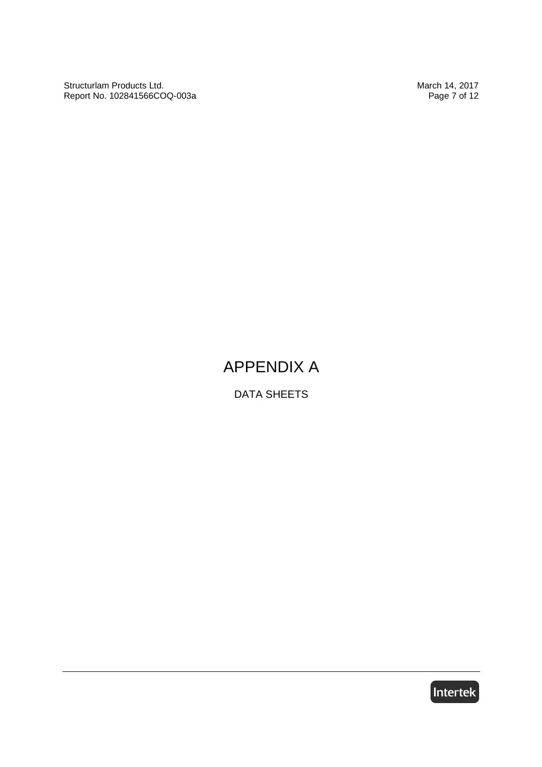# APPENDIX A

DATA SHEETS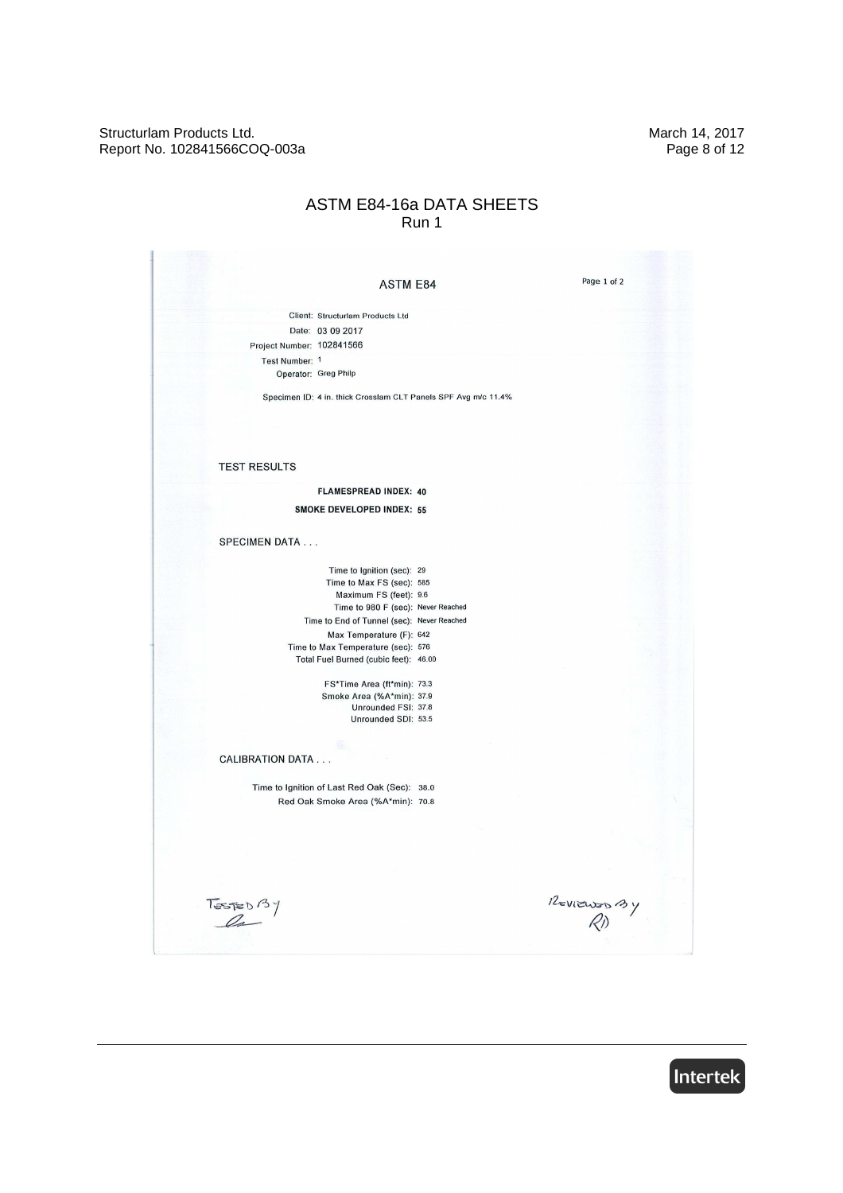# ASTM E84-16a DATA SHEETS

Run 1

## ASTM E84

Page 1 of 2

Client: Structurlam Products Ltd
Date: 03 09 2017
Project Number: 102841566
Test Number: 1
Operator: Greg Philp

Specimen ID: 4 in. thick Crosslam CLT Panels SPF Avg m/c 11.4%

### TEST RESULTS

**FLAMESPREAD INDEX: 40**

**SMOKE DEVELOPED INDEX: 55**

### SPECIMEN DATA . . .

Time to Ignition (sec): 29
Time to Max FS (sec): 585
Maximum FS (feet): 9.6
Time to 980 F (sec): Never Reached
Time to End of Tunnel (sec): Never Reached
Max Temperature (F): 642
Time to Max Temperature (sec): 576
Total Fuel Burned (cubic feet): 46.00

FS*Time Area (ft*min): 73.3
Smoke Area (%A*min): 37.9
Unrounded FSI: 37.8
Unrounded SDI: 53.5

### CALIBRATION DATA . . .

Time to Ignition of Last Red Oak (Sec): 38.0
Red Oak Smoke Area (%A*min): 70.8

TESTED BY

REVIEWED BY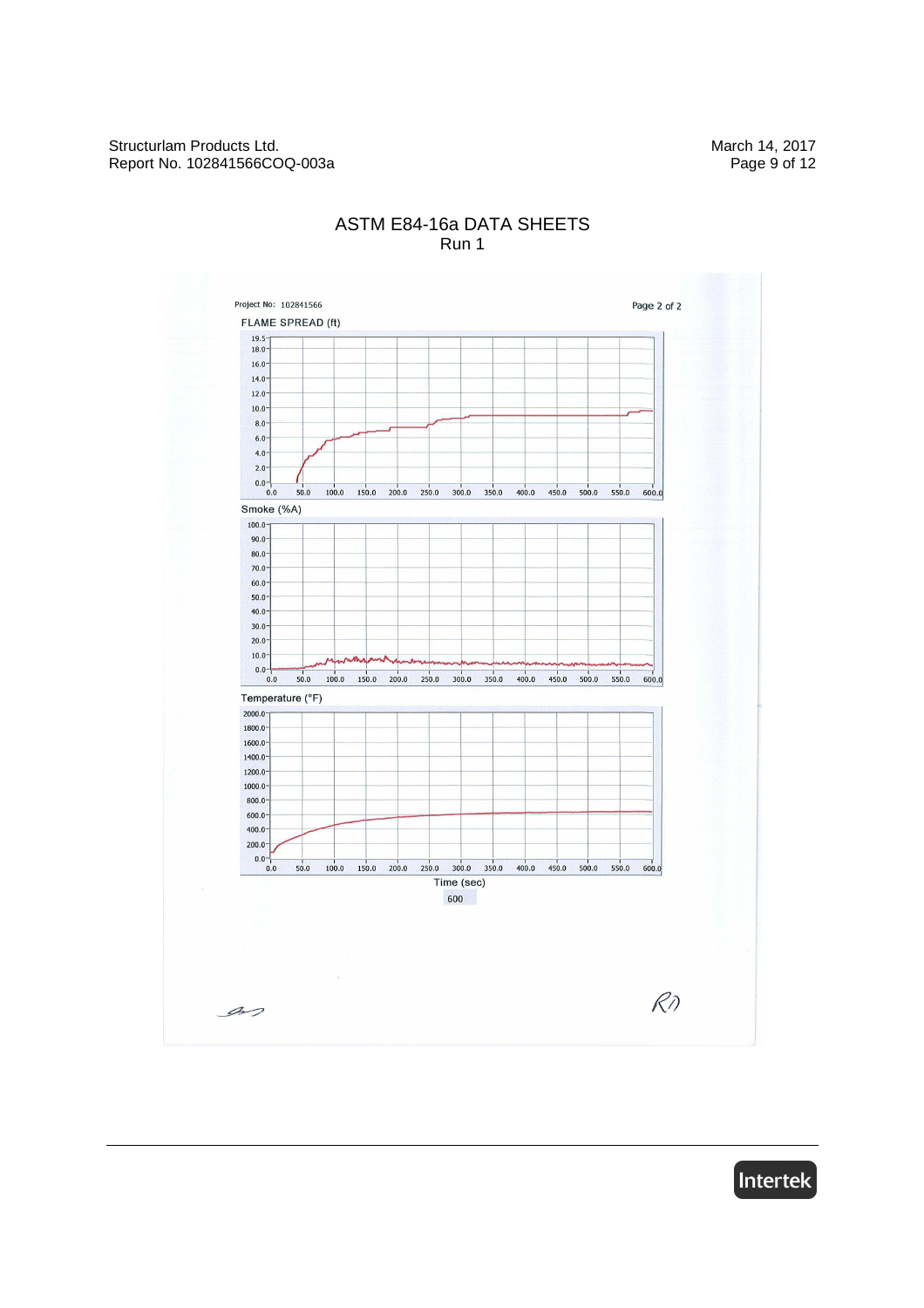# ASTM E84-16a DATA SHEETS

Run 1

Project No: 102841566

Page 2 of 2

FLAME SPREAD (ft)

Smoke (%A)

Temperature (°F)

Time (sec)

600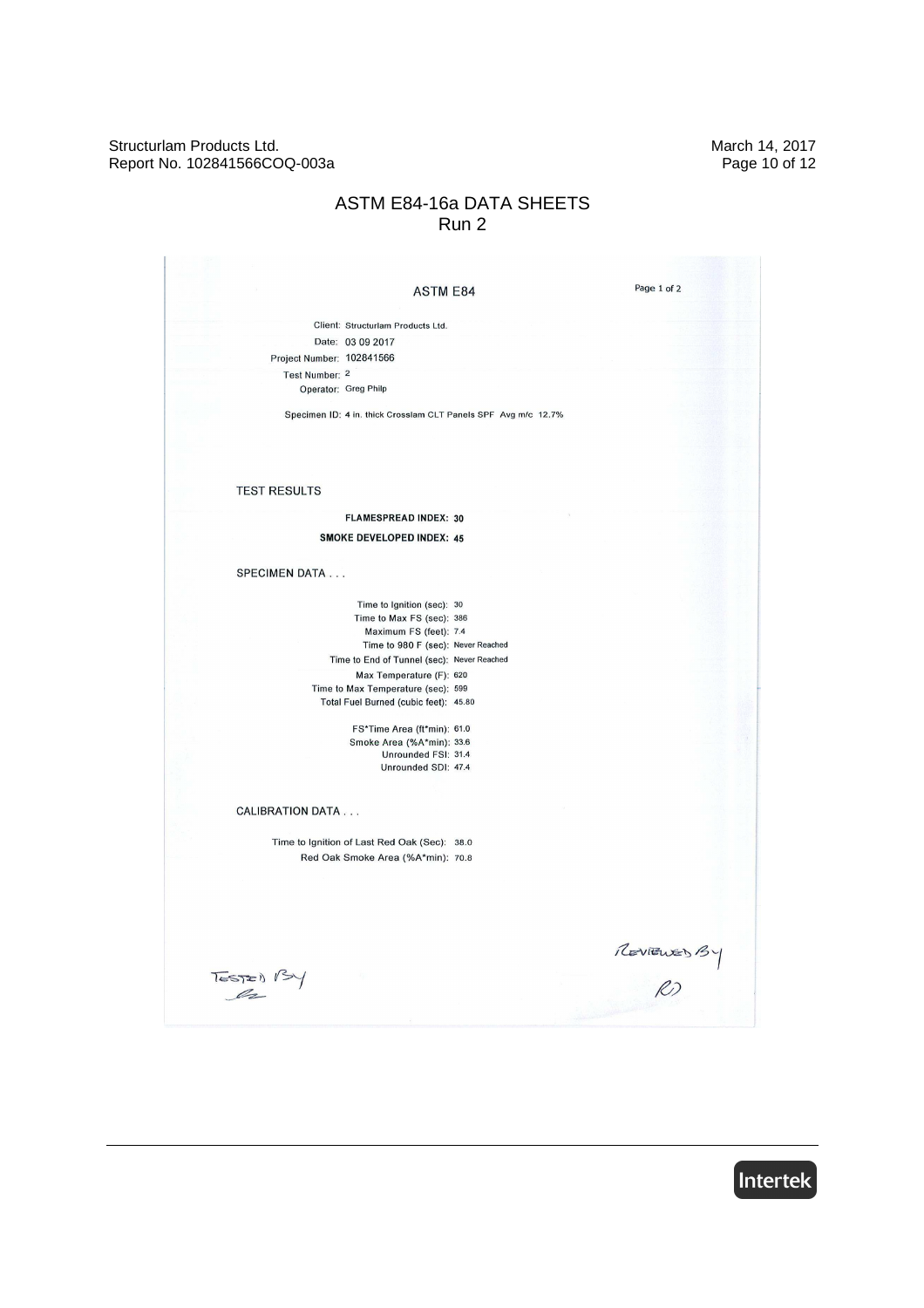# ASTM E84-16a DATA SHEETS

## Run 2

### ASTM E84

Page 1 of 2

Client: Structurlam Products Ltd.
Date: 03 09 2017
Project Number: 102841566
Test Number: 2
Operator: Greg Philp

Specimen ID: 4 in. thick Crosslam CLT Panels SPF Avg m/c 12.7%

#### TEST RESULTS

**FLAMESPREAD INDEX: 30**

**SMOKE DEVELOPED INDEX: 45**

#### SPECIMEN DATA . . .

Time to Ignition (sec): 30
Time to Max FS (sec): 386
Maximum FS (feet): 7.4
Time to 980 F (sec): Never Reached
Time to End of Tunnel (sec): Never Reached
Max Temperature (F): 620
Time to Max Temperature (sec): 599
Total Fuel Burned (cubic feet): 45.80

FS*Time Area (ft*min): 61.0
Smoke Area (%A*min): 33.6
Unrounded FSI: 31.4
Unrounded SDI: 47.4

#### CALIBRATION DATA . . .

Time to Ignition of Last Red Oak (Sec): 38.0
Red Oak Smoke Area (%A*min): 70.8

Tested By

Reviewed By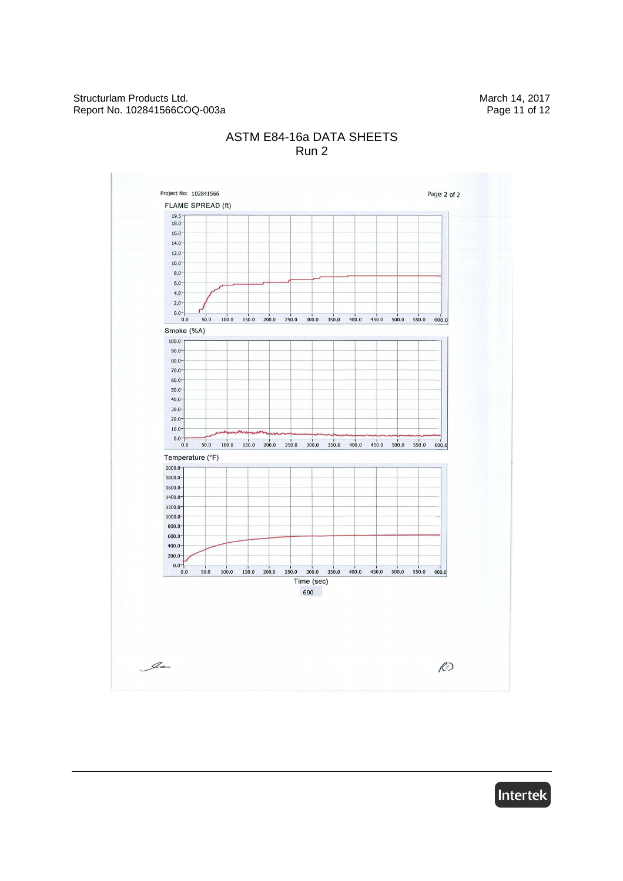# ASTM E84-16a DATA SHEETS

## Run 2

Project No: 102841566

Page 2 of 2

FLAME SPREAD (ft)

19.5
18.0
16.0
14.0
12.0
10.0
8.0
6.0
4.0
2.0
0.0

0.0 50.0 100.0 150.0 200.0 250.0 300.0 350.0 400.0 450.0 500.0 550.0 600.0

Smoke (%A)

100.0
90.0
80.0
70.0
60.0
50.0
40.0
30.0
20.0
10.0
0.0

0.0 50.0 100.0 150.0 200.0 250.0 300.0 350.0 400.0 450.0 500.0 550.0 600.0

Temperature (°F)

2000.0
1800.0
1600.0
1400.0
1200.0
1000.0
800.0
600.0
400.0
200.0
0.0

0.0 50.0 100.0 150.0 200.0 250.0 300.0 350.0 400.0 450.0 500.0 550.0 600.0

Time (sec)

600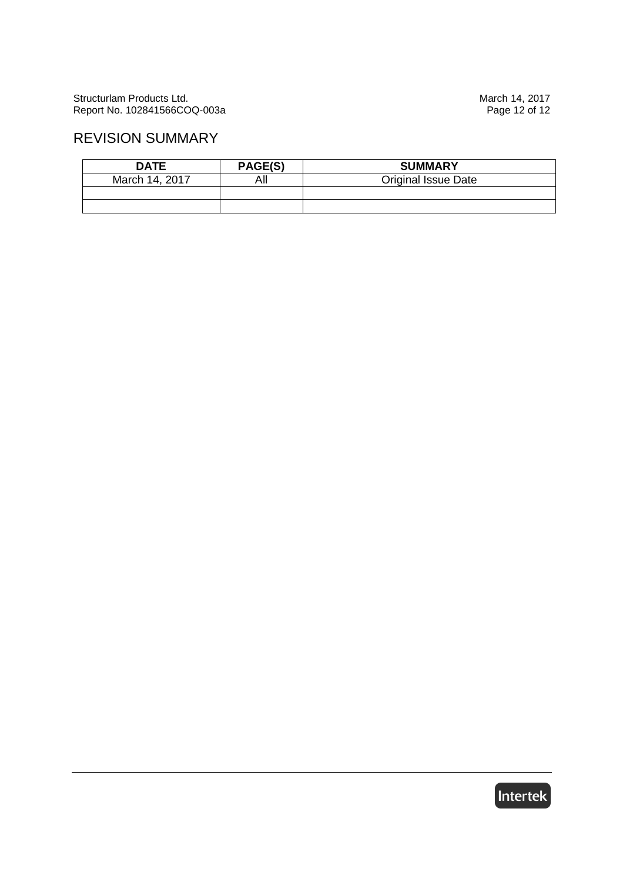## REVISION SUMMARY

| DATE | PAGE(S) | SUMMARY |
|---|---|---|
| March 14, 2017 | All | Original Issue Date |
| | | |
| | | |